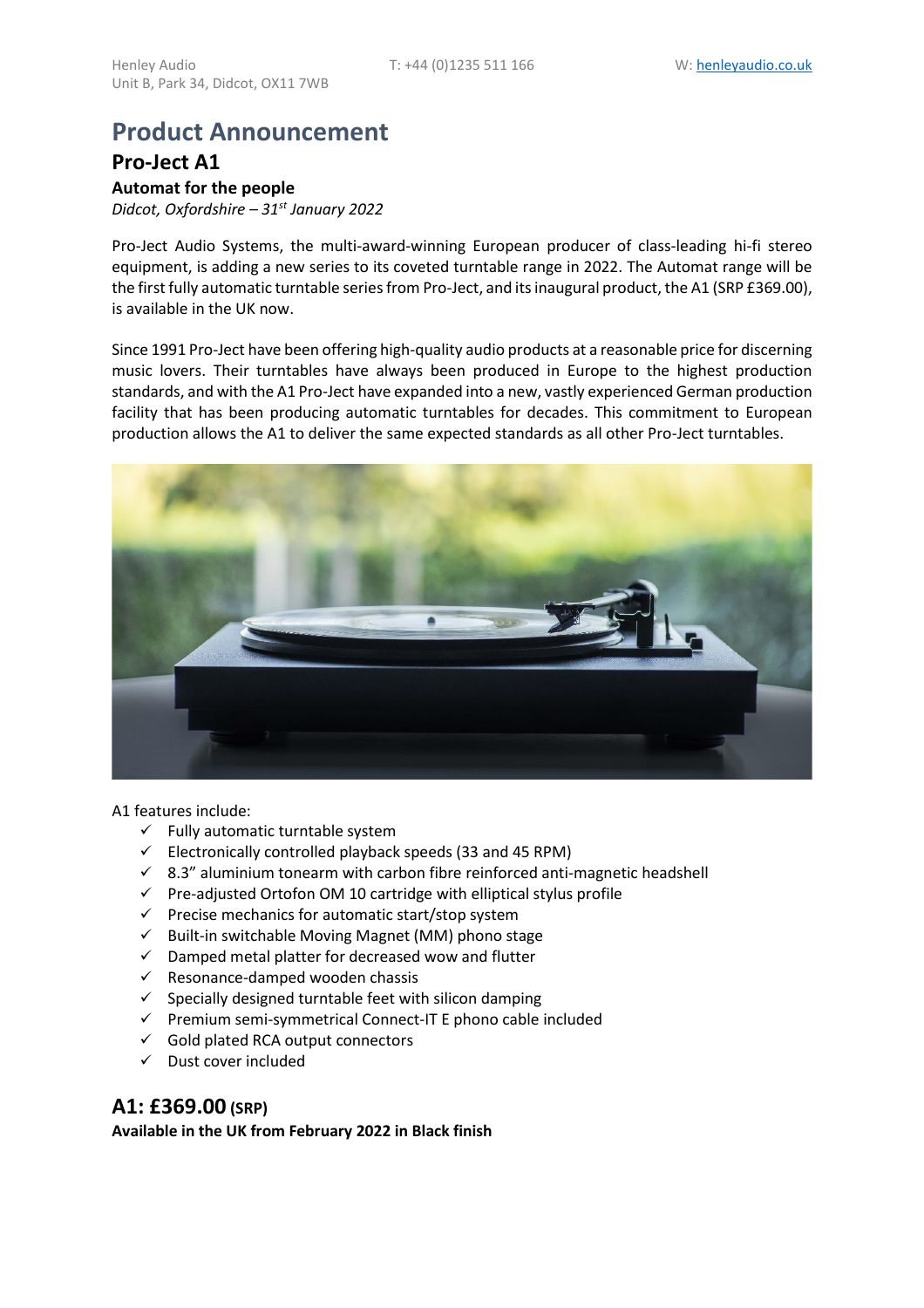Henley Audio
Unit B, Park 34, Didcot, OX11 7WB

T: +44 (0)1235 511 166

W: henleyaudio.co.uk

# Product Announcement

## Pro-Ject A1

### Automat for the people

*Didcot, Oxfordshire – 31st January 2022*

Pro-Ject Audio Systems, the multi-award-winning European producer of class-leading hi-fi stereo equipment, is adding a new series to its coveted turntable range in 2022. The Automat range will be the first fully automatic turntable series from Pro-Ject, and its inaugural product, the A1 (SRP £369.00), is available in the UK now.

Since 1991 Pro-Ject have been offering high-quality audio products at a reasonable price for discerning music lovers. Their turntables have always been produced in Europe to the highest production standards, and with the A1 Pro-Ject have expanded into a new, vastly experienced German production facility that has been producing automatic turntables for decades. This commitment to European production allows the A1 to deliver the same expected standards as all other Pro-Ject turntables.

A1 features include:

- ✓ Fully automatic turntable system
- ✓ Electronically controlled playback speeds (33 and 45 RPM)
- ✓ 8.3" aluminium tonearm with carbon fibre reinforced anti-magnetic headshell
- ✓ Pre-adjusted Ortofon OM 10 cartridge with elliptical stylus profile
- ✓ Precise mechanics for automatic start/stop system
- ✓ Built-in switchable Moving Magnet (MM) phono stage
- ✓ Damped metal platter for decreased wow and flutter
- ✓ Resonance-damped wooden chassis
- ✓ Specially designed turntable feet with silicon damping
- ✓ Premium semi-symmetrical Connect-IT E phono cable included
- ✓ Gold plated RCA output connectors
- ✓ Dust cover included

## A1: £369.00 (SRP)

**Available in the UK from February 2022 in Black finish**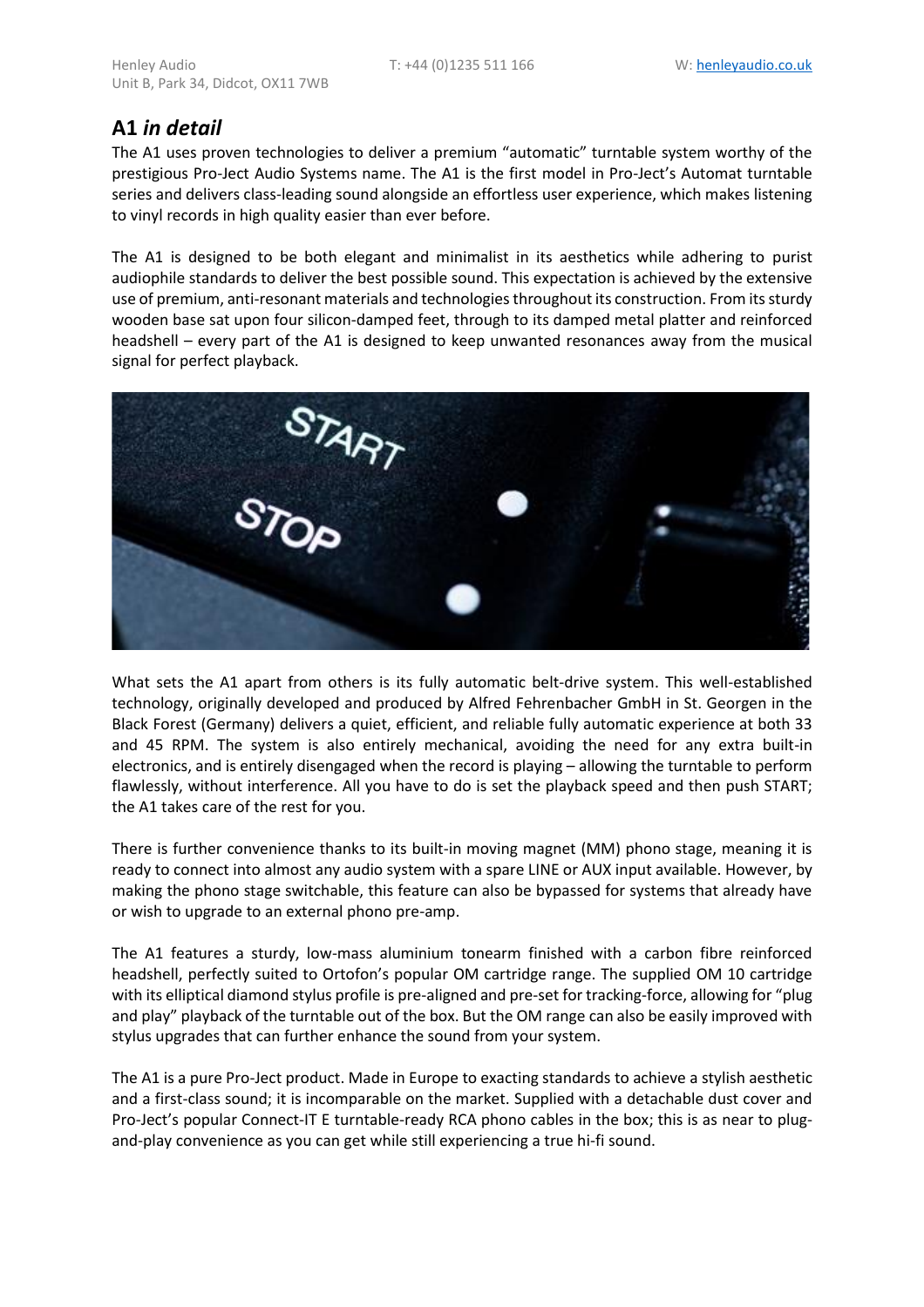## A1 *in detail*

The A1 uses proven technologies to deliver a premium "automatic" turntable system worthy of the prestigious Pro-Ject Audio Systems name. The A1 is the first model in Pro-Ject's Automat turntable series and delivers class-leading sound alongside an effortless user experience, which makes listening to vinyl records in high quality easier than ever before.

The A1 is designed to be both elegant and minimalist in its aesthetics while adhering to purist audiophile standards to deliver the best possible sound. This expectation is achieved by the extensive use of premium, anti-resonant materials and technologies throughout its construction. From its sturdy wooden base sat upon four silicon-damped feet, through to its damped metal platter and reinforced headshell – every part of the A1 is designed to keep unwanted resonances away from the musical signal for perfect playback.

What sets the A1 apart from others is its fully automatic belt-drive system. This well-established technology, originally developed and produced by Alfred Fehrenbacher GmbH in St. Georgen in the Black Forest (Germany) delivers a quiet, efficient, and reliable fully automatic experience at both 33 and 45 RPM. The system is also entirely mechanical, avoiding the need for any extra built-in electronics, and is entirely disengaged when the record is playing – allowing the turntable to perform flawlessly, without interference. All you have to do is set the playback speed and then push START; the A1 takes care of the rest for you.

There is further convenience thanks to its built-in moving magnet (MM) phono stage, meaning it is ready to connect into almost any audio system with a spare LINE or AUX input available. However, by making the phono stage switchable, this feature can also be bypassed for systems that already have or wish to upgrade to an external phono pre-amp.

The A1 features a sturdy, low-mass aluminium tonearm finished with a carbon fibre reinforced headshell, perfectly suited to Ortofon's popular OM cartridge range. The supplied OM 10 cartridge with its elliptical diamond stylus profile is pre-aligned and pre-set for tracking-force, allowing for "plug and play" playback of the turntable out of the box. But the OM range can also be easily improved with stylus upgrades that can further enhance the sound from your system.

The A1 is a pure Pro-Ject product. Made in Europe to exacting standards to achieve a stylish aesthetic and a first-class sound; it is incomparable on the market. Supplied with a detachable dust cover and Pro-Ject's popular Connect-IT E turntable-ready RCA phono cables in the box; this is as near to plug-and-play convenience as you can get while still experiencing a true hi-fi sound.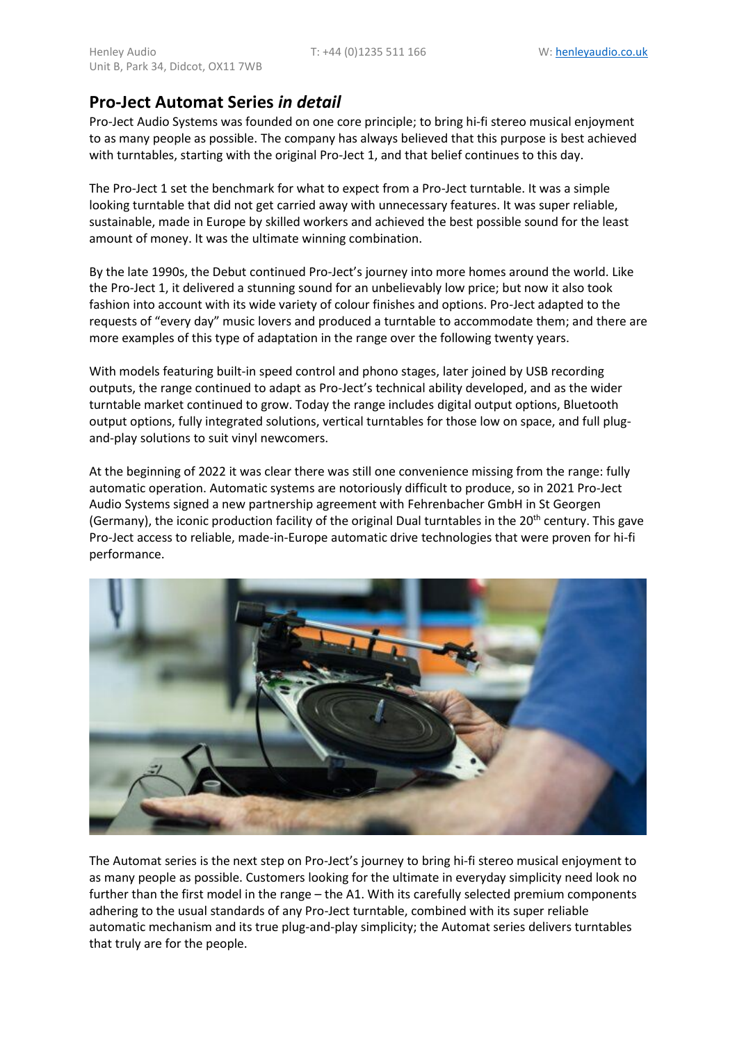## Pro-Ject Automat Series *in detail*

Pro-Ject Audio Systems was founded on one core principle; to bring hi-fi stereo musical enjoyment to as many people as possible. The company has always believed that this purpose is best achieved with turntables, starting with the original Pro-Ject 1, and that belief continues to this day.

The Pro-Ject 1 set the benchmark for what to expect from a Pro-Ject turntable. It was a simple looking turntable that did not get carried away with unnecessary features. It was super reliable, sustainable, made in Europe by skilled workers and achieved the best possible sound for the least amount of money. It was the ultimate winning combination.

By the late 1990s, the Debut continued Pro-Ject's journey into more homes around the world. Like the Pro-Ject 1, it delivered a stunning sound for an unbelievably low price; but now it also took fashion into account with its wide variety of colour finishes and options. Pro-Ject adapted to the requests of "every day" music lovers and produced a turntable to accommodate them; and there are more examples of this type of adaptation in the range over the following twenty years.

With models featuring built-in speed control and phono stages, later joined by USB recording outputs, the range continued to adapt as Pro-Ject's technical ability developed, and as the wider turntable market continued to grow. Today the range includes digital output options, Bluetooth output options, fully integrated solutions, vertical turntables for those low on space, and full plug-and-play solutions to suit vinyl newcomers.

At the beginning of 2022 it was clear there was still one convenience missing from the range: fully automatic operation. Automatic systems are notoriously difficult to produce, so in 2021 Pro-Ject Audio Systems signed a new partnership agreement with Fehrenbacher GmbH in St Georgen (Germany), the iconic production facility of the original Dual turntables in the 20th century. This gave Pro-Ject access to reliable, made-in-Europe automatic drive technologies that were proven for hi-fi performance.

The Automat series is the next step on Pro-Ject's journey to bring hi-fi stereo musical enjoyment to as many people as possible. Customers looking for the ultimate in everyday simplicity need look no further than the first model in the range – the A1. With its carefully selected premium components adhering to the usual standards of any Pro-Ject turntable, combined with its super reliable automatic mechanism and its true plug-and-play simplicity; the Automat series delivers turntables that truly are for the people.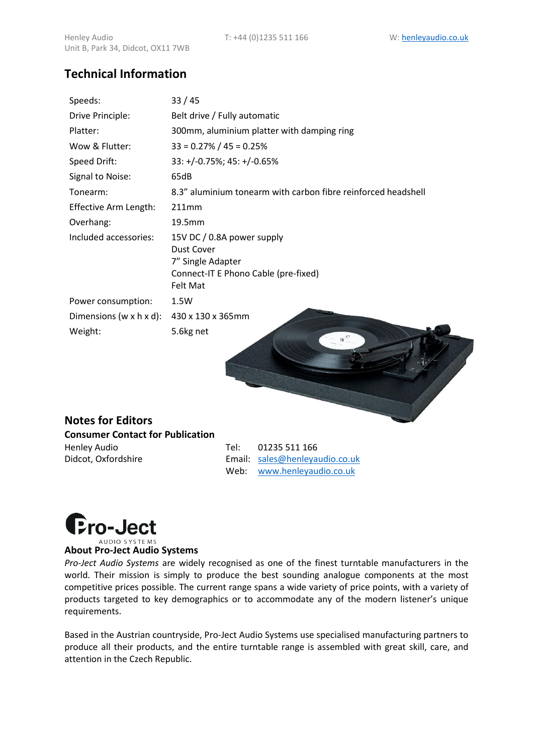## Technical Information

| | |
|---|---|
| Speeds: | 33 / 45 |
| Drive Principle: | Belt drive / Fully automatic |
| Platter: | 300mm, aluminium platter with damping ring |
| Wow & Flutter: | 33 = 0.27% / 45 = 0.25% |
| Speed Drift: | 33: +/-0.75%; 45: +/-0.65% |
| Signal to Noise: | 65dB |
| Tonearm: | 8.3" aluminium tonearm with carbon fibre reinforced headshell |
| Effective Arm Length: | 211mm |
| Overhang: | 19.5mm |
| Included accessories: | 15V DC / 0.8A power supply<br>Dust Cover<br>7" Single Adapter<br>Connect-IT E Phono Cable (pre-fixed)<br>Felt Mat |
| Power consumption: | 1.5W |
| Dimensions (w x h x d): | 430 x 130 x 365mm |
| Weight: | 5.6kg net |

## Notes for Editors

### Consumer Contact for Publication

Henley Audio
Didcot, Oxfordshire

Tel: 01235 511 166
Email: sales@henleyaudio.co.uk
Web: www.henleyaudio.co.uk

### About Pro-Ject Audio Systems

*Pro-Ject Audio Systems* are widely recognised as one of the finest turntable manufacturers in the world. Their mission is simply to produce the best sounding analogue components at the most competitive prices possible. The current range spans a wide variety of price points, with a variety of products targeted to key demographics or to accommodate any of the modern listener's unique requirements.

Based in the Austrian countryside, Pro-Ject Audio Systems use specialised manufacturing partners to produce all their products, and the entire turntable range is assembled with great skill, care, and attention in the Czech Republic.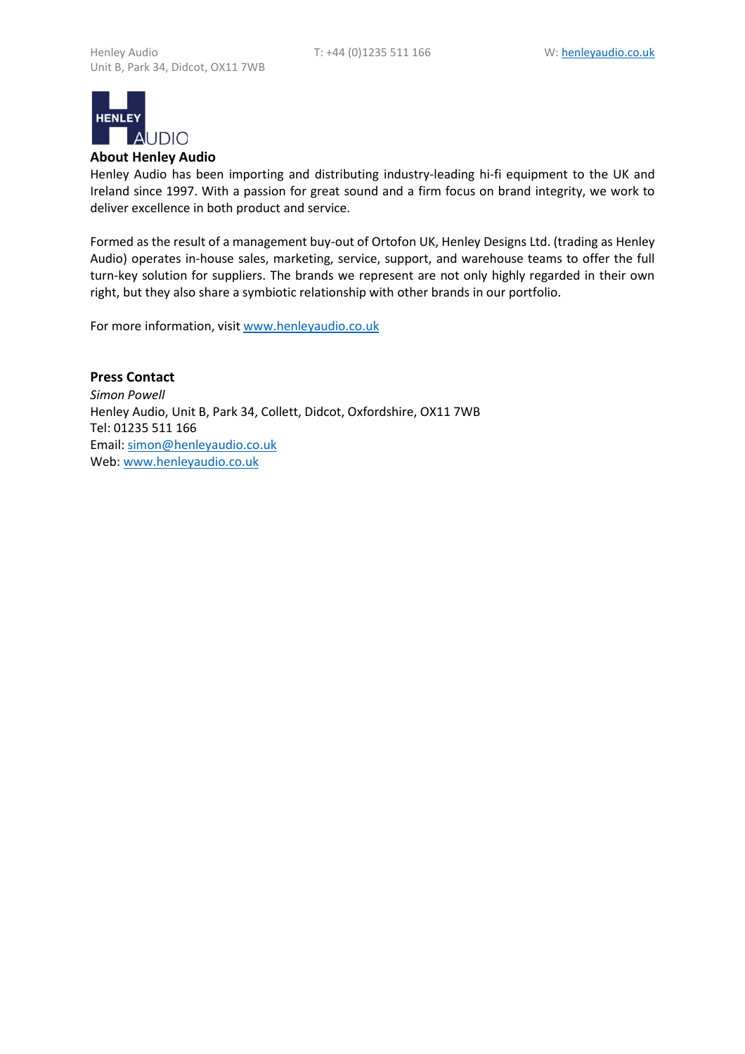## About Henley Audio

Henley Audio has been importing and distributing industry-leading hi-fi equipment to the UK and Ireland since 1997. With a passion for great sound and a firm focus on brand integrity, we work to deliver excellence in both product and service.

Formed as the result of a management buy-out of Ortofon UK, Henley Designs Ltd. (trading as Henley Audio) operates in-house sales, marketing, service, support, and warehouse teams to offer the full turn-key solution for suppliers. The brands we represent are not only highly regarded in their own right, but they also share a symbiotic relationship with other brands in our portfolio.

For more information, visit www.henleyaudio.co.uk

## Press Contact

*Simon Powell*
Henley Audio, Unit B, Park 34, Collett, Didcot, Oxfordshire, OX11 7WB
Tel: 01235 511 166
Email: simon@henleyaudio.co.uk
Web: www.henleyaudio.co.uk